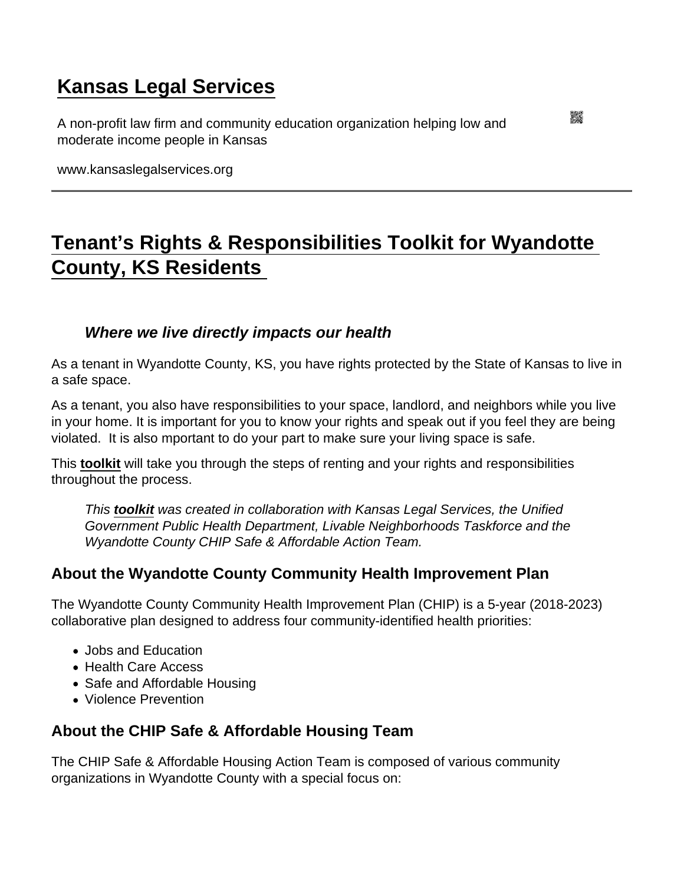# Kansas Legal Services

A non-profit law firm and community education organization helping low and moderate income people in Kansas

www.kansaslegalservices.org

## Tenant's Rights & Responsibilities Toolkit for Wyandotte County, KS Residents

> ***Where we live directly impacts our health***

As a tenant in Wyandotte County, KS, you have rights protected by the State of Kansas to live in a safe space.

As a tenant, you also have responsibilities to your space, landlord, and neighbors while you live in your home. It is important for you to know your rights and speak out if you feel they are being violated. It is also mportant to do your part to make sure your living space is safe.

This **toolkit** will take you through the steps of renting and your rights and responsibilities throughout the process.

> *This **toolkit** was created in collaboration with Kansas Legal Services, the Unified Government Public Health Department, Livable Neighborhoods Taskforce and the Wyandotte County CHIP Safe & Affordable Action Team.*

### About the Wyandotte County Community Health Improvement Plan

The Wyandotte County Community Health Improvement Plan (CHIP) is a 5-year (2018-2023) collaborative plan designed to address four community-identified health priorities:

- Jobs and Education
- Health Care Access
- Safe and Affordable Housing
- Violence Prevention

### About the CHIP Safe & Affordable Housing Team

The CHIP Safe & Affordable Housing Action Team is composed of various community organizations in Wyandotte County with a special focus on: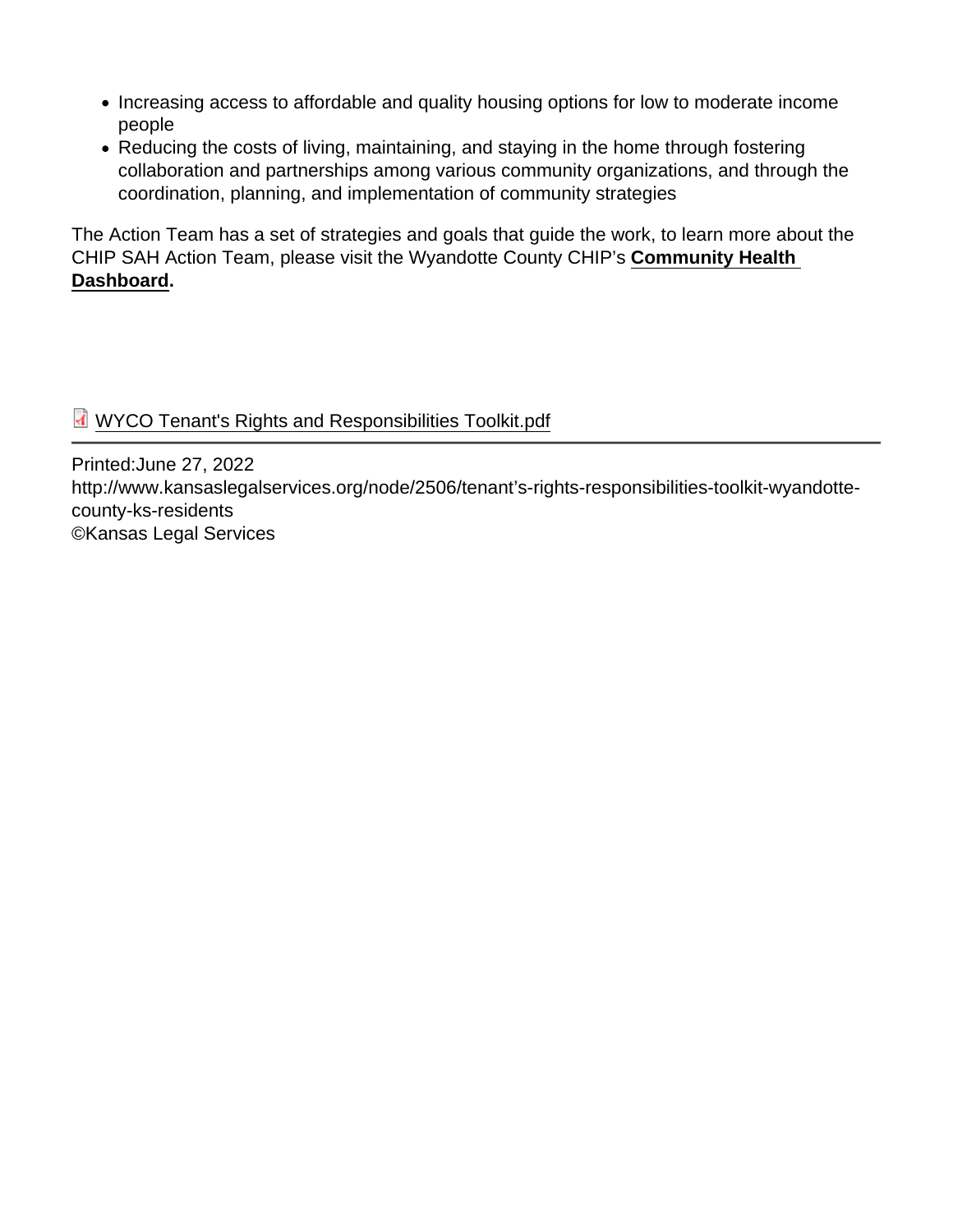- Increasing access to affordable and quality housing options for low to moderate income people
- Reducing the costs of living, maintaining, and staying in the home through fostering collaboration and partnerships among various community organizations, and through the coordination, planning, and implementation of community strategies

The Action Team has a set of strategies and goals that guide the work, to learn more about the CHIP SAH Action Team, please visit the Wyandotte County CHIP's **Community Health Dashboard**.

WYCO Tenant's Rights and Responsibilities Toolkit.pdf

---

Printed:June 27, 2022
http://www.kansaslegalservices.org/node/2506/tenant's-rights-responsibilities-toolkit-wyandotte-county-ks-residents
©Kansas Legal Services